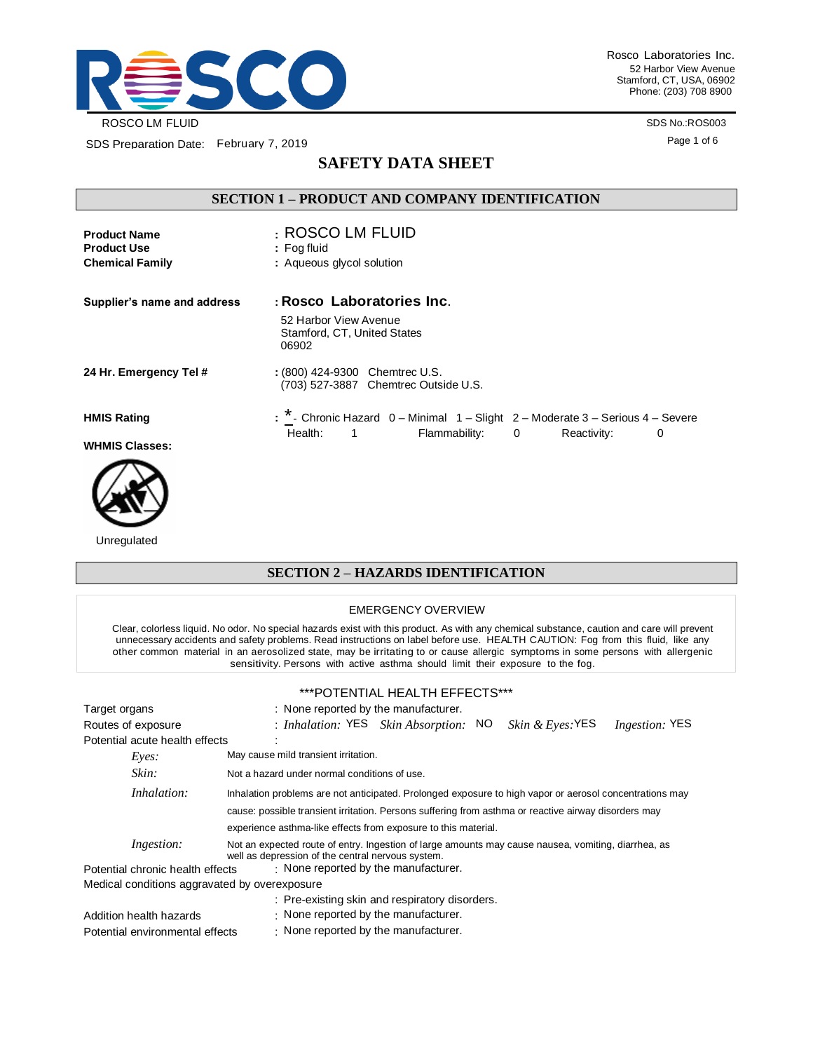ROSCO LM FLUID

SDS Preparation Date: February 7, 2019

SDS No.:ROS003

Rosco Laboratories Inc.
52 Harbor View Avenue
Stamford, CT, USA, 06902
Phone: (203) 708 8900

# SAFETY DATA SHEET

## SECTION 1 – PRODUCT AND COMPANY IDENTIFICATION

**Product Name** : ROSCO LM FLUID
**Product Use** : Fog fluid
**Chemical Family** : Aqueous glycol solution

**Supplier's name and address** : **Rosco Laboratories Inc.**
52 Harbor View Avenue
Stamford, CT, United States
06902

**24 Hr. Emergency Tel #** : (800) 424-9300 Chemtrec U.S.
(703) 527-3887 Chemtrec Outside U.S.

**HMIS Rating** : * - Chronic Hazard 0 – Minimal 1 – Slight 2 – Moderate 3 – Serious 4 – Severe

| Health: | 1 | Flammability: | 0 | Reactivity: | 0 |
|---|---|---|---|---|---|

**WHMIS Classes:**

Unregulated

## SECTION 2 – HAZARDS IDENTIFICATION

EMERGENCY OVERVIEW

Clear, colorless liquid. No odor. No special hazards exist with this product. As with any chemical substance, caution and care will prevent unnecessary accidents and safety problems. Read instructions on label before use. HEALTH CAUTION: Fog from this fluid, like any other common material in an aerosolized state, may be irritating to or cause allergic symptoms in some persons with allergenic sensitivity. Persons with active asthma should limit their exposure to the fog.

***POTENTIAL HEALTH EFFECTS***

Target organs : None reported by the manufacturer.

Routes of exposure : *Inhalation:* YES *Skin Absorption:* NO *Skin & Eyes:* YES *Ingestion:* YES

Potential acute health effects :

- *Eyes:* May cause mild transient irritation.
- *Skin:* Not a hazard under normal conditions of use.
- *Inhalation:* Inhalation problems are not anticipated. Prolonged exposure to high vapor or aerosol concentrations may cause: possible transient irritation. Persons suffering from asthma or reactive airway disorders may experience asthma-like effects from exposure to this material.
- *Ingestion:* Not an expected route of entry. Ingestion of large amounts may cause nausea, vomiting, diarrhea, as well as depression of the central nervous system.

Potential chronic health effects : None reported by the manufacturer.

Medical conditions aggravated by overexposure
: Pre-existing skin and respiratory disorders.

Addition health hazards : None reported by the manufacturer.

Potential environmental effects : None reported by the manufacturer.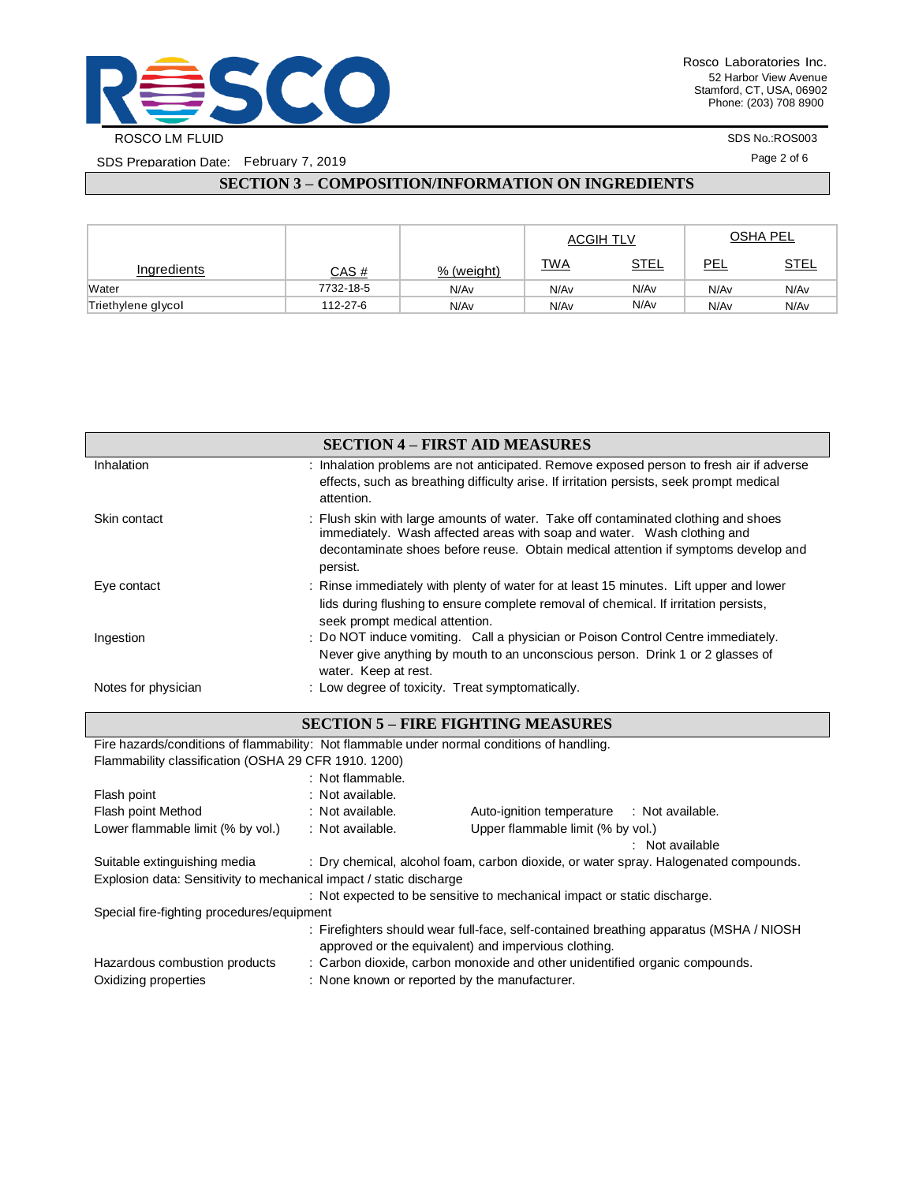## SECTION 3 – COMPOSITION/INFORMATION ON INGREDIENTS

| Ingredients | CAS # | % (weight) | ACGIH TLV | | OSHA PEL | |
|---|---|---|---|---|---|---|
| | | | TWA | STEL | PEL | STEL |
| Water | 7732-18-5 | N/Av | N/Av | N/Av | N/Av | N/Av |
| Triethylene glycol | 112-27-6 | N/Av | N/Av | N/Av | N/Av | N/Av |

## SECTION 4 – FIRST AID MEASURES

Inhalation : Inhalation problems are not anticipated. Remove exposed person to fresh air if adverse effects, such as breathing difficulty arise. If irritation persists, seek prompt medical attention.

Skin contact : Flush skin with large amounts of water. Take off contaminated clothing and shoes immediately. Wash affected areas with soap and water. Wash clothing and decontaminate shoes before reuse. Obtain medical attention if symptoms develop and persist.

Eye contact : Rinse immediately with plenty of water for at least 15 minutes. Lift upper and lower lids during flushing to ensure complete removal of chemical. If irritation persists, seek prompt medical attention.

Ingestion : Do NOT induce vomiting. Call a physician or Poison Control Centre immediately. Never give anything by mouth to an unconscious person. Drink 1 or 2 glasses of water. Keep at rest.

Notes for physician : Low degree of toxicity. Treat symptomatically.

## SECTION 5 – FIRE FIGHTING MEASURES

Fire hazards/conditions of flammability: Not flammable under normal conditions of handling.

Flammability classification (OSHA 29 CFR 1910. 1200)
: Not flammable.

Flash point : Not available.

Flash point Method : Not available.

Auto-ignition temperature : Not available.

Lower flammable limit (% by vol.) : Not available.

Upper flammable limit (% by vol.) : Not available

Suitable extinguishing media : Dry chemical, alcohol foam, carbon dioxide, or water spray. Halogenated compounds.

Explosion data: Sensitivity to mechanical impact / static discharge
: Not expected to be sensitive to mechanical impact or static discharge.

Special fire-fighting procedures/equipment
: Firefighters should wear full-face, self-contained breathing apparatus (MSHA / NIOSH approved or the equivalent) and impervious clothing.

Hazardous combustion products : Carbon dioxide, carbon monoxide and other unidentified organic compounds.

Oxidizing properties : None known or reported by the manufacturer.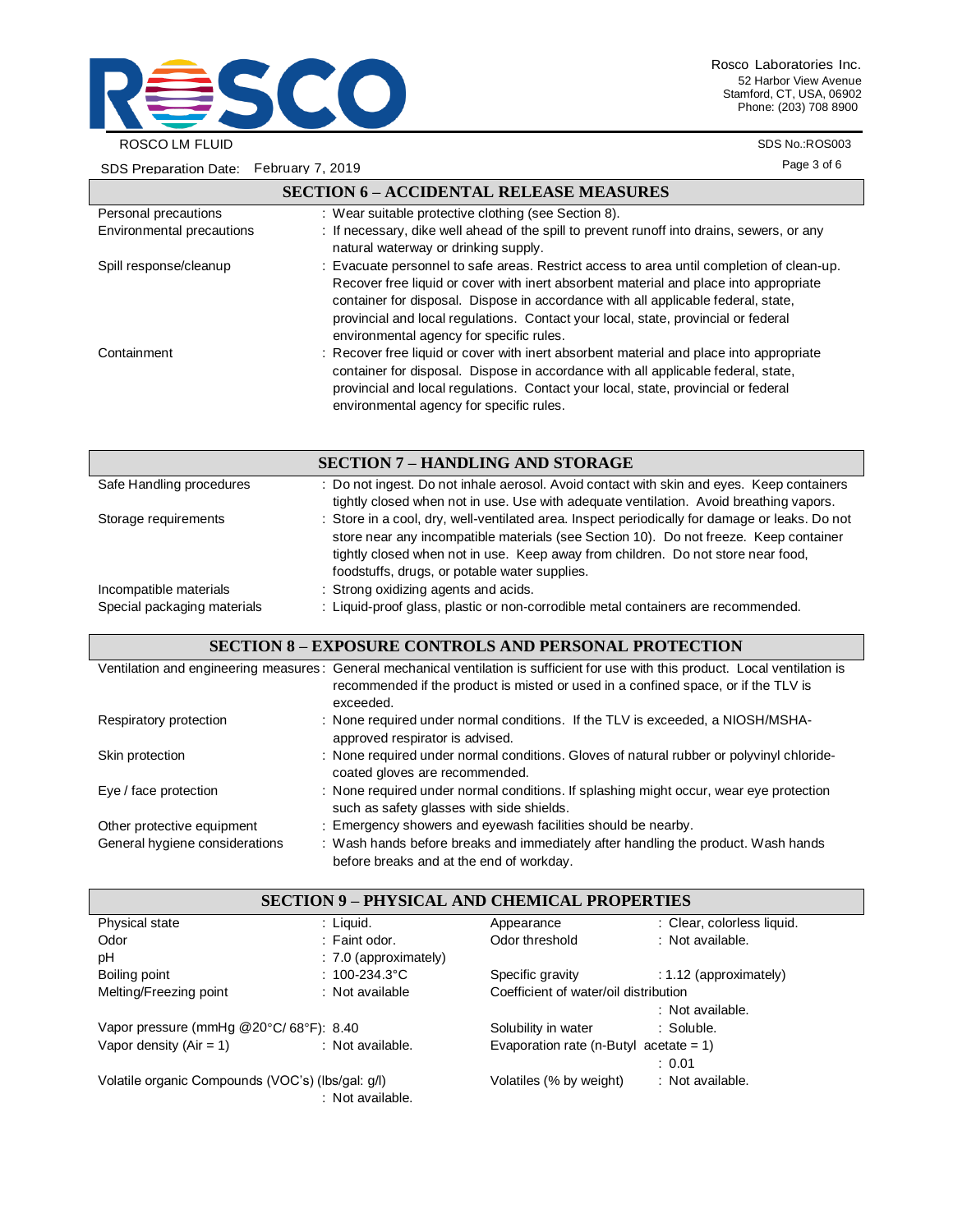## SECTION 6 – ACCIDENTAL RELEASE MEASURES

| | |
|---|---|
| Personal precautions | : Wear suitable protective clothing (see Section 8). |
| Environmental precautions | : If necessary, dike well ahead of the spill to prevent runoff into drains, sewers, or any natural waterway or drinking supply. |
| Spill response/cleanup | : Evacuate personnel to safe areas. Restrict access to area until completion of clean-up. Recover free liquid or cover with inert absorbent material and place into appropriate container for disposal. Dispose in accordance with all applicable federal, state, provincial and local regulations. Contact your local, state, provincial or federal environmental agency for specific rules. |
| Containment | : Recover free liquid or cover with inert absorbent material and place into appropriate container for disposal. Dispose in accordance with all applicable federal, state, provincial and local regulations. Contact your local, state, provincial or federal environmental agency for specific rules. |

## SECTION 7 – HANDLING AND STORAGE

| | |
|---|---|
| Safe Handling procedures | : Do not ingest. Do not inhale aerosol. Avoid contact with skin and eyes. Keep containers tightly closed when not in use. Use with adequate ventilation. Avoid breathing vapors. |
| Storage requirements | : Store in a cool, dry, well-ventilated area. Inspect periodically for damage or leaks. Do not store near any incompatible materials (see Section 10). Do not freeze. Keep container tightly closed when not in use. Keep away from children. Do not store near food, foodstuffs, drugs, or potable water supplies. |
| Incompatible materials | : Strong oxidizing agents and acids. |
| Special packaging materials | : Liquid-proof glass, plastic or non-corrodible metal containers are recommended. |

## SECTION 8 – EXPOSURE CONTROLS AND PERSONAL PROTECTION

| | |
|---|---|
| Ventilation and engineering measures | : General mechanical ventilation is sufficient for use with this product. Local ventilation is recommended if the product is misted or used in a confined space, or if the TLV is exceeded. |
| Respiratory protection | : None required under normal conditions. If the TLV is exceeded, a NIOSH/MSHA-approved respirator is advised. |
| Skin protection | : None required under normal conditions. Gloves of natural rubber or polyvinyl chloride-coated gloves are recommended. |
| Eye / face protection | : None required under normal conditions. If splashing might occur, wear eye protection such as safety glasses with side shields. |
| Other protective equipment | : Emergency showers and eyewash facilities should be nearby. |
| General hygiene considerations | : Wash hands before breaks and immediately after handling the product. Wash hands before breaks and at the end of workday. |

## SECTION 9 – PHYSICAL AND CHEMICAL PROPERTIES

| | | | |
|---|---|---|---|
| Physical state | : Liquid. | Appearance | : Clear, colorless liquid. |
| Odor | : Faint odor. | Odor threshold | : Not available. |
| pH | : 7.0 (approximately) | | |
| Boiling point | : 100-234.3°C | Specific gravity | : 1.12 (approximately) |
| Melting/Freezing point | : Not available | Coefficient of water/oil distribution | : Not available. |
| Vapor pressure (mmHg @20°C/ 68°F) | : 8.40 | Solubility in water | : Soluble. |
| Vapor density (Air = 1) | : Not available. | Evaporation rate (n-Butyl acetate = 1) | : 0.01 |
| Volatile organic Compounds (VOC's) (lbs/gal: g/l) | : Not available. | Volatiles (% by weight) | : Not available. |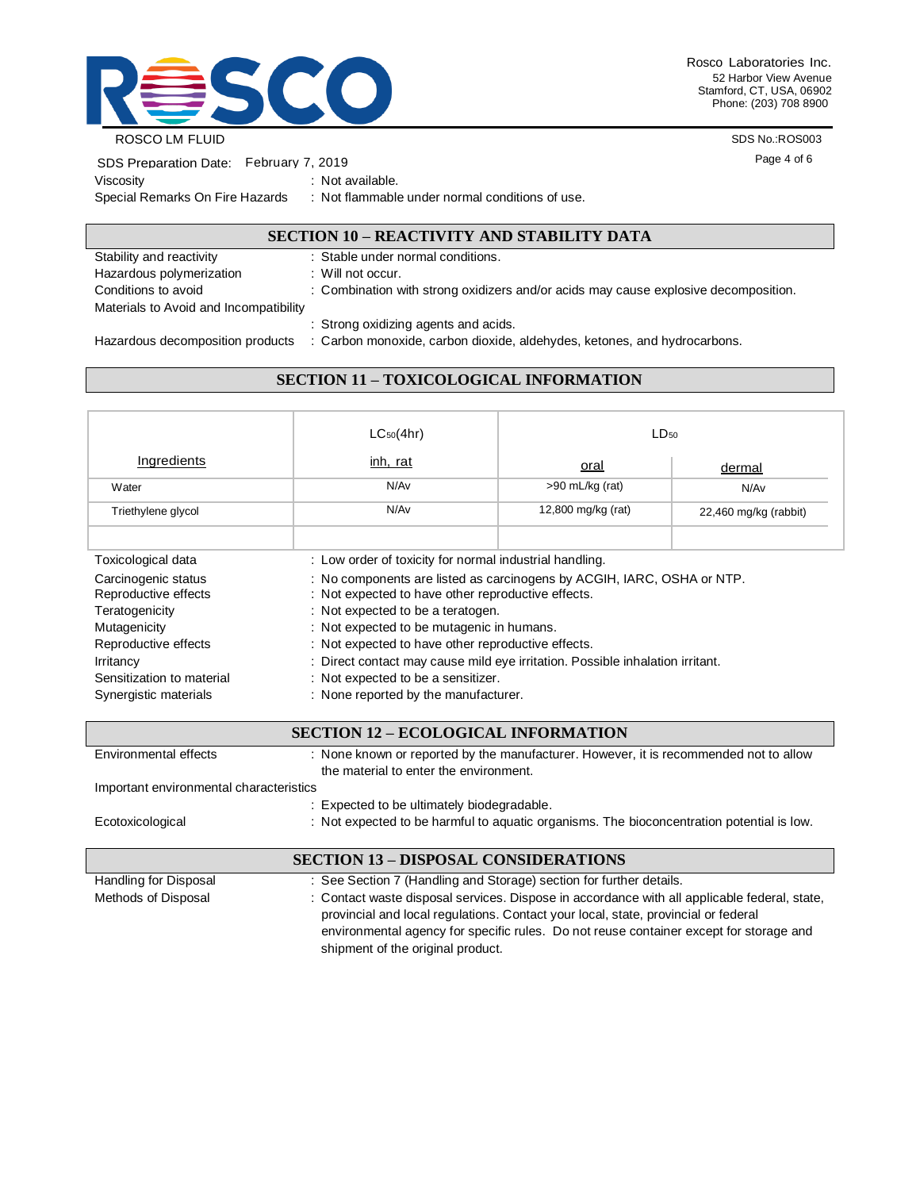Viscosity : Not available.

Special Remarks On Fire Hazards : Not flammable under normal conditions of use.

## SECTION 10 – REACTIVITY AND STABILITY DATA

Stability and reactivity : Stable under normal conditions.

Hazardous polymerization : Will not occur.

Conditions to avoid : Combination with strong oxidizers and/or acids may cause explosive decomposition.

Materials to Avoid and Incompatibility : Strong oxidizing agents and acids.

Hazardous decomposition products : Carbon monoxide, carbon dioxide, aldehydes, ketones, and hydrocarbons.

## SECTION 11 – TOXICOLOGICAL INFORMATION

| | $LC_{50}$(4hr) | $LD_{50}$ | |
|---|---|---|---|
| Ingredients | inh, rat | oral | dermal |
| Water | N/Av | >90 mL/kg (rat) | N/Av |
| Triethylene glycol | N/Av | 12,800 mg/kg (rat) | 22,460 mg/kg (rabbit) |
| | | | |

Toxicological data : Low order of toxicity for normal industrial handling.

Carcinogenic status : No components are listed as carcinogens by ACGIH, IARC, OSHA or NTP.

Reproductive effects : Not expected to have other reproductive effects.

Teratogenicity : Not expected to be a teratogen.

Mutagenicity : Not expected to be mutagenic in humans.

Reproductive effects : Not expected to have other reproductive effects.

Irritancy : Direct contact may cause mild eye irritation. Possible inhalation irritant.

Sensitization to material : Not expected to be a sensitizer.

Synergistic materials : None reported by the manufacturer.

## SECTION 12 – ECOLOGICAL INFORMATION

Environmental effects : None known or reported by the manufacturer. However, it is recommended not to allow the material to enter the environment.

Important environmental characteristics : Expected to be ultimately biodegradable.

Ecotoxicological : Not expected to be harmful to aquatic organisms. The bioconcentration potential is low.

## SECTION 13 – DISPOSAL CONSIDERATIONS

Handling for Disposal : See Section 7 (Handling and Storage) section for further details.

Methods of Disposal : Contact waste disposal services. Dispose in accordance with all applicable federal, state, provincial and local regulations. Contact your local, state, provincial or federal environmental agency for specific rules. Do not reuse container except for storage and shipment of the original product.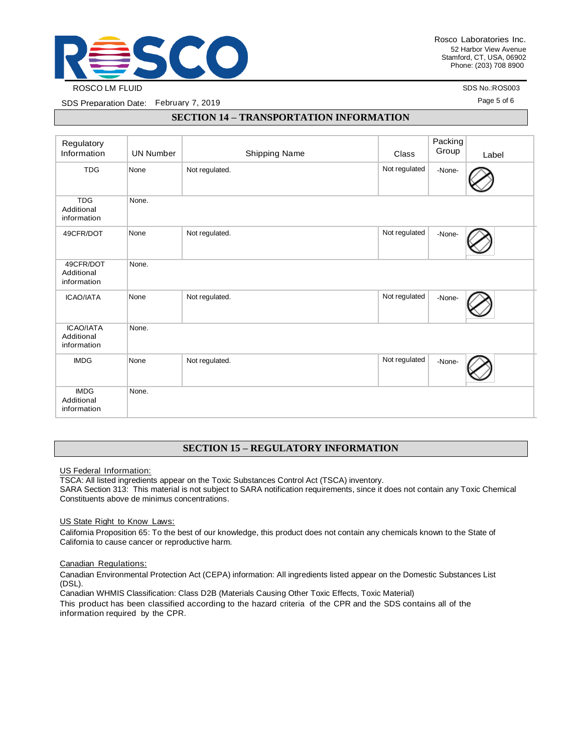## SECTION 14 – TRANSPORTATION INFORMATION

| Regulatory Information | UN Number | Shipping Name | Class | Packing Group | Label |
|---|---|---|---|---|---|
| TDG | None | Not regulated. | Not regulated | -None- | |
| TDG Additional information | None. | | | | |
| 49CFR/DOT | None | Not regulated. | Not regulated | -None- | |
| 49CFR/DOT Additional information | None. | | | | |
| ICAO/IATA | None | Not regulated. | Not regulated | -None- | |
| ICAO/IATA Additional information | None. | | | | |
| IMDG | None | Not regulated. | Not regulated | -None- | |
| IMDG Additional information | None. | | | | |

## SECTION 15 – REGULATORY INFORMATION

US Federal Information:

TSCA: All listed ingredients appear on the Toxic Substances Control Act (TSCA) inventory.
SARA Section 313: This material is not subject to SARA notification requirements, since it does not contain any Toxic Chemical Constituents above de minimus concentrations.

US State Right to Know Laws:

California Proposition 65: To the best of our knowledge, this product does not contain any chemicals known to the State of California to cause cancer or reproductive harm.

Canadian Regulations:

Canadian Environmental Protection Act (CEPA) information: All ingredients listed appear on the Domestic Substances List (DSL).
Canadian WHMIS Classification: Class D2B (Materials Causing Other Toxic Effects, Toxic Material)
This product has been classified according to the hazard criteria of the CPR and the SDS contains all of the information required by the CPR.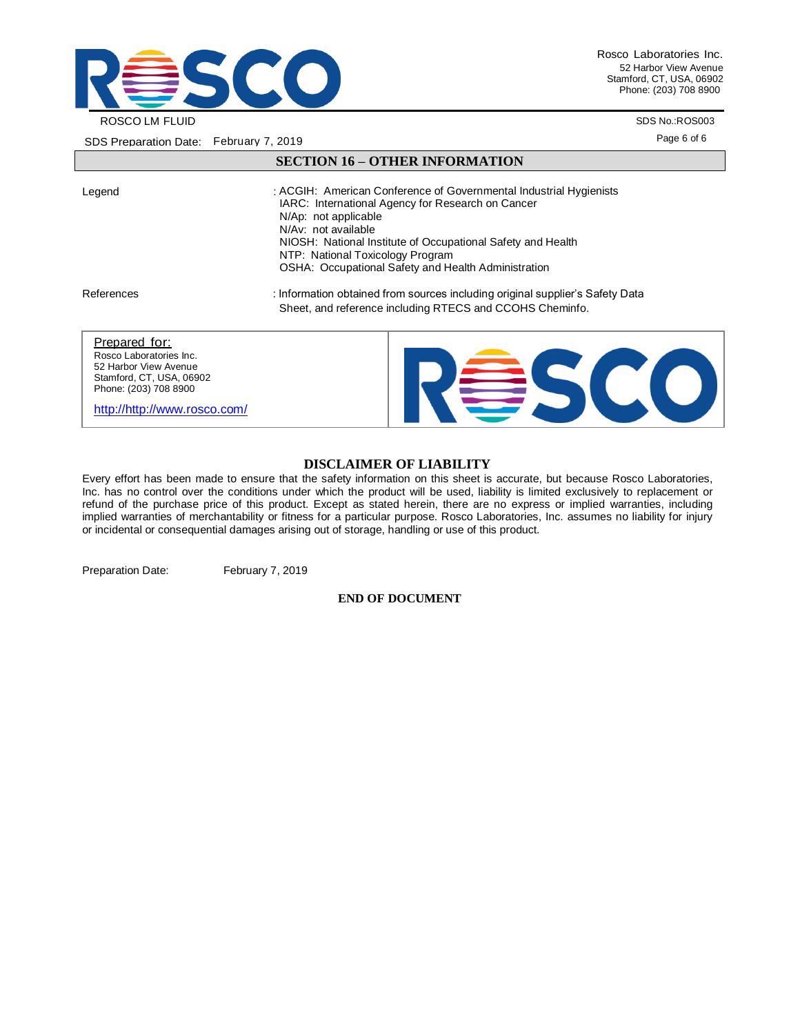## SECTION 16 – OTHER INFORMATION

| | |
|---|---|
| Legend | : ACGIH: American Conference of Governmental Industrial Hygienists<br>IARC: International Agency for Research on Cancer<br>N/Ap: not applicable<br>N/Av: not available<br>NIOSH: National Institute of Occupational Safety and Health<br>NTP: National Toxicology Program<br>OSHA: Occupational Safety and Health Administration |
| References | : Information obtained from sources including original supplier's Safety Data Sheet, and reference including RTECS and CCOHS Cheminfo. |

Prepared for:
Rosco Laboratories Inc.
52 Harbor View Avenue
Stamford, CT, USA, 06902
Phone: (203) 708 8900

http://http://www.rosco.com/

## DISCLAIMER OF LIABILITY

Every effort has been made to ensure that the safety information on this sheet is accurate, but because Rosco Laboratories, Inc. has no control over the conditions under which the product will be used, liability is limited exclusively to replacement or refund of the purchase price of this product. Except as stated herein, there are no express or implied warranties, including implied warranties of merchantability or fitness for a particular purpose. Rosco Laboratories, Inc. assumes no liability for injury or incidental or consequential damages arising out of storage, handling or use of this product.

Preparation Date: February 7, 2019

**END OF DOCUMENT**